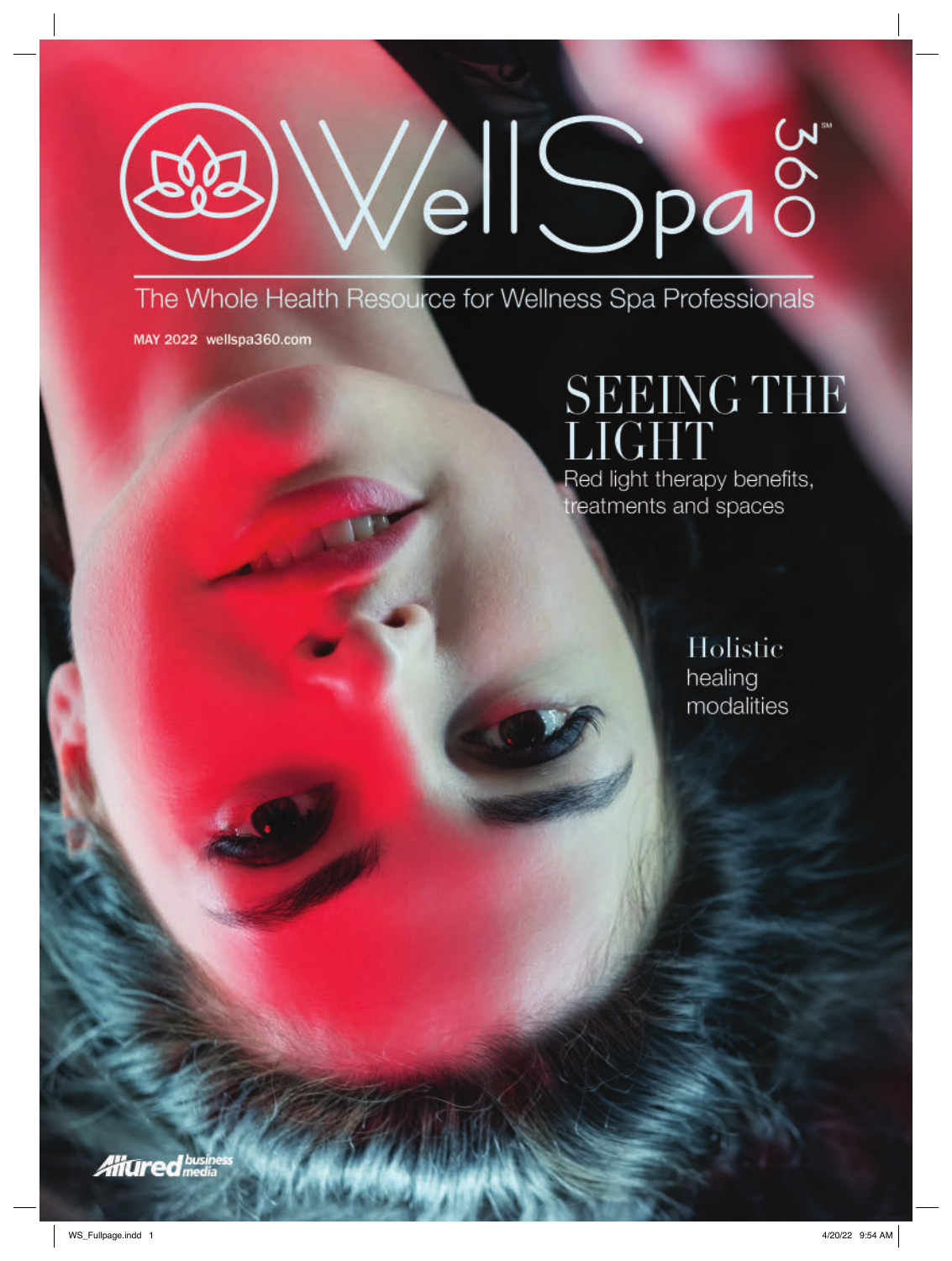# WellSpa 360

The Whole Health Resource for Wellness Spa Professionals

MAY 2022 wellspa360.com

## SEEING THE LIGHT

Red light therapy benefits, treatments and spaces

Holistic healing modalities

Allured business media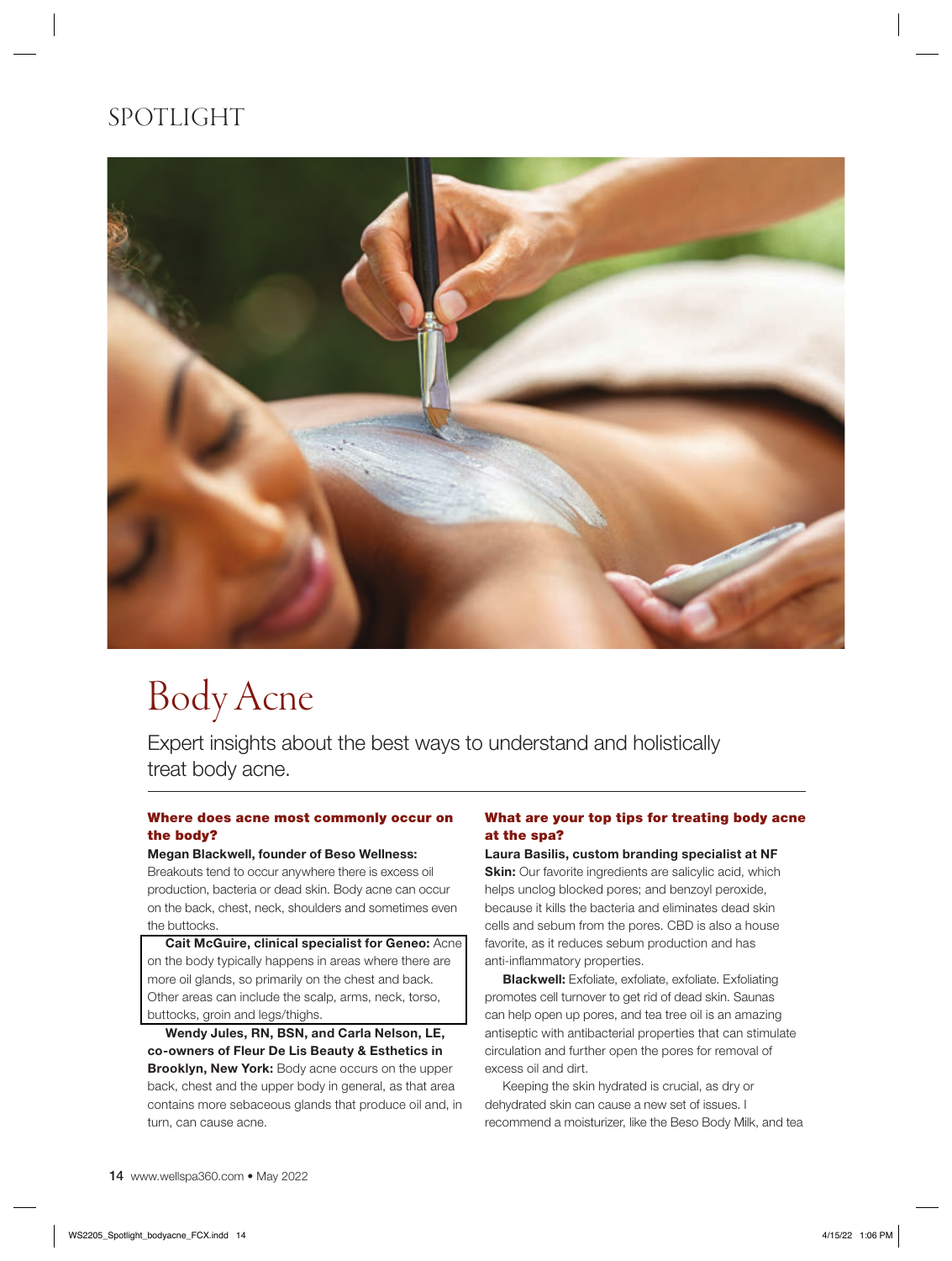SPOTLIGHT

# Body Acne

Expert insights about the best ways to understand and holistically treat body acne.

### Where does acne most commonly occur on the body?

**Megan Blackwell, founder of Beso Wellness:** Breakouts tend to occur anywhere there is excess oil production, bacteria or dead skin. Body acne can occur on the back, chest, neck, shoulders and sometimes even the buttocks.

**Cait McGuire, clinical specialist for Geneo:** Acne on the body typically happens in areas where there are more oil glands, so primarily on the chest and back. Other areas can include the scalp, arms, neck, torso, buttocks, groin and legs/thighs.

**Wendy Jules, RN, BSN, and Carla Nelson, LE, co-owners of Fleur De Lis Beauty & Esthetics in Brooklyn, New York:** Body acne occurs on the upper back, chest and the upper body in general, as that area contains more sebaceous glands that produce oil and, in turn, can cause acne.

### What are your top tips for treating body acne at the spa?

**Laura Basilis, custom branding specialist at NF Skin:** Our favorite ingredients are salicylic acid, which helps unclog blocked pores; and benzoyl peroxide, because it kills the bacteria and eliminates dead skin cells and sebum from the pores. CBD is also a house favorite, as it reduces sebum production and has anti-inflammatory properties.

**Blackwell:** Exfoliate, exfoliate, exfoliate. Exfoliating promotes cell turnover to get rid of dead skin. Saunas can help open up pores, and tea tree oil is an amazing antiseptic with antibacterial properties that can stimulate circulation and further open the pores for removal of excess oil and dirt.

Keeping the skin hydrated is crucial, as dry or dehydrated skin can cause a new set of issues. I recommend a moisturizer, like the Beso Body Milk, and tea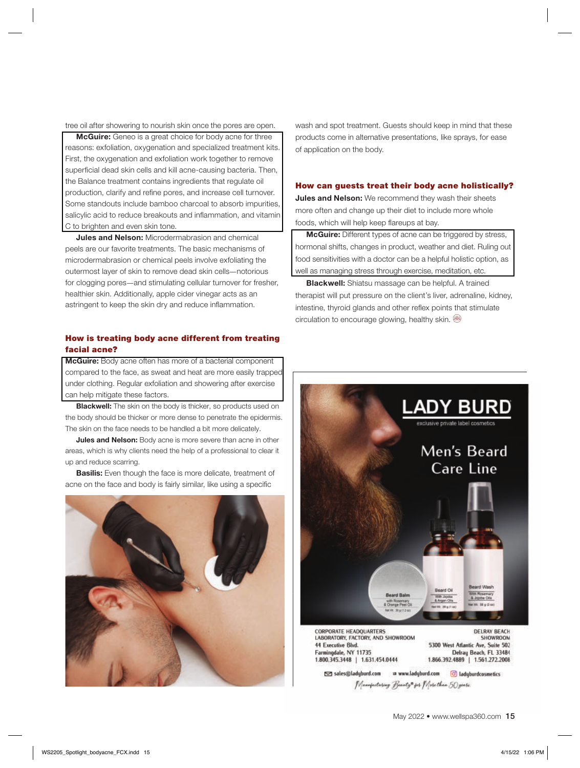tree oil after showering to nourish skin once the pores are open.

**McGuire:** Geneo is a great choice for body acne for three reasons: exfoliation, oxygenation and specialized treatment kits. First, the oxygenation and exfoliation work together to remove superficial dead skin cells and kill acne-causing bacteria. Then, the Balance treatment contains ingredients that regulate oil production, clarify and refine pores, and increase cell turnover. Some standouts include bamboo charcoal to absorb impurities, salicylic acid to reduce breakouts and inflammation, and vitamin C to brighten and even skin tone.

**Jules and Nelson:** Microdermabrasion and chemical peels are our favorite treatments. The basic mechanisms of microdermabrasion or chemical peels involve exfoliating the outermost layer of skin to remove dead skin cells—notorious for clogging pores—and stimulating cellular turnover for fresher, healthier skin. Additionally, apple cider vinegar acts as an astringent to keep the skin dry and reduce inflammation.

## How is treating body acne different from treating facial acne?

**McGuire:** Body acne often has more of a bacterial component compared to the face, as sweat and heat are more easily trapped under clothing. Regular exfoliation and showering after exercise can help mitigate these factors.

**Blackwell:** The skin on the body is thicker, so products used on the body should be thicker or more dense to penetrate the epidermis. The skin on the face needs to be handled a bit more delicately.

**Jules and Nelson:** Body acne is more severe than acne in other areas, which is why clients need the help of a professional to clear it up and reduce scarring.

**Basilis:** Even though the face is more delicate, treatment of acne on the face and body is fairly similar, like using a specific wash and spot treatment. Guests should keep in mind that these products come in alternative presentations, like sprays, for ease of application on the body.

## How can guests treat their body acne holistically?

**Jules and Nelson:** We recommend they wash their sheets more often and change up their diet to include more whole foods, which will help keep flareups at bay.

**McGuire:** Different types of acne can be triggered by stress, hormonal shifts, changes in product, weather and diet. Ruling out food sensitivities with a doctor can be a helpful holistic option, as well as managing stress through exercise, meditation, etc.

**Blackwell:** Shiatsu massage can be helpful. A trained therapist will put pressure on the client's liver, adrenaline, kidney, intestine, thyroid glands and other reflex points that stimulate circulation to encourage glowing, healthy skin.

LADY BURD
exclusive private label cosmetics

Men's Beard Care Line

CORPORATE HEADQUARTERS
LABORATORY, FACTORY, AND SHOWROOM
44 Executive Blvd.
Farmingdale, NY 11735
1.800.345.3448 | 1.631.454.0444

DELRAY BEACH SHOWROOM
5300 West Atlantic Ave, Suite 502
Delray Beach, FL 33484
1.866.392.4889 | 1.561.272.2008

sales@ladyburd.com   www.ladyburd.com   ladyburdcosmetics

Manufacturing Beauty® for More than 50 years.